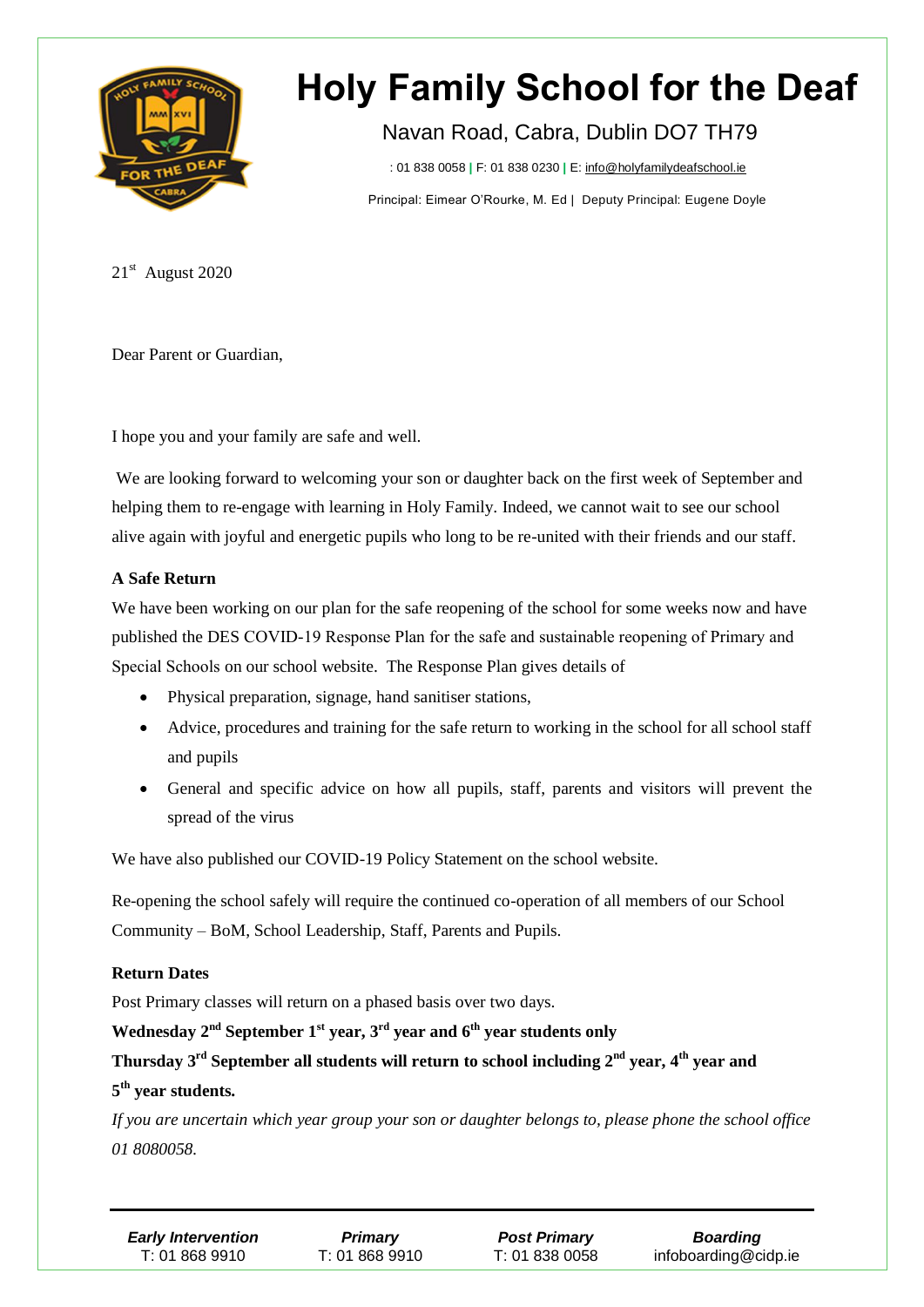# Holy Family School for the Deaf

Navan Road, Cabra, Dublin DO7 TH79

: 01 838 0058 | F: 01 838 0230 | E: info@holyfamilydeafschool.ie

Principal: Eimear O'Rourke, M. Ed | Deputy Principal: Eugene Doyle

21st August 2020

Dear Parent or Guardian,

I hope you and your family are safe and well.

We are looking forward to welcoming your son or daughter back on the first week of September and helping them to re-engage with learning in Holy Family. Indeed, we cannot wait to see our school alive again with joyful and energetic pupils who long to be re-united with their friends and our staff.

**A Safe Return**

We have been working on our plan for the safe reopening of the school for some weeks now and have published the DES COVID-19 Response Plan for the safe and sustainable reopening of Primary and Special Schools on our school website. The Response Plan gives details of

- Physical preparation, signage, hand sanitiser stations,
- Advice, procedures and training for the safe return to working in the school for all school staff and pupils
- General and specific advice on how all pupils, staff, parents and visitors will prevent the spread of the virus

We have also published our COVID-19 Policy Statement on the school website.

Re-opening the school safely will require the continued co-operation of all members of our School Community – BoM, School Leadership, Staff, Parents and Pupils.

**Return Dates**

Post Primary classes will return on a phased basis over two days.

**Wednesday 2nd September 1st year, 3rd year and 6th year students only**

**Thursday 3rd September all students will return to school including 2nd year, 4th year and 5th year students.**

*If you are uncertain which year group your son or daughter belongs to, please phone the school office 01 8080058.*

| *Early Intervention* | *Primary* | *Post Primary* | *Boarding* |
|---|---|---|---|
| T: 01 868 9910 | T: 01 868 9910 | T: 01 838 0058 | infoboarding@cidp.ie |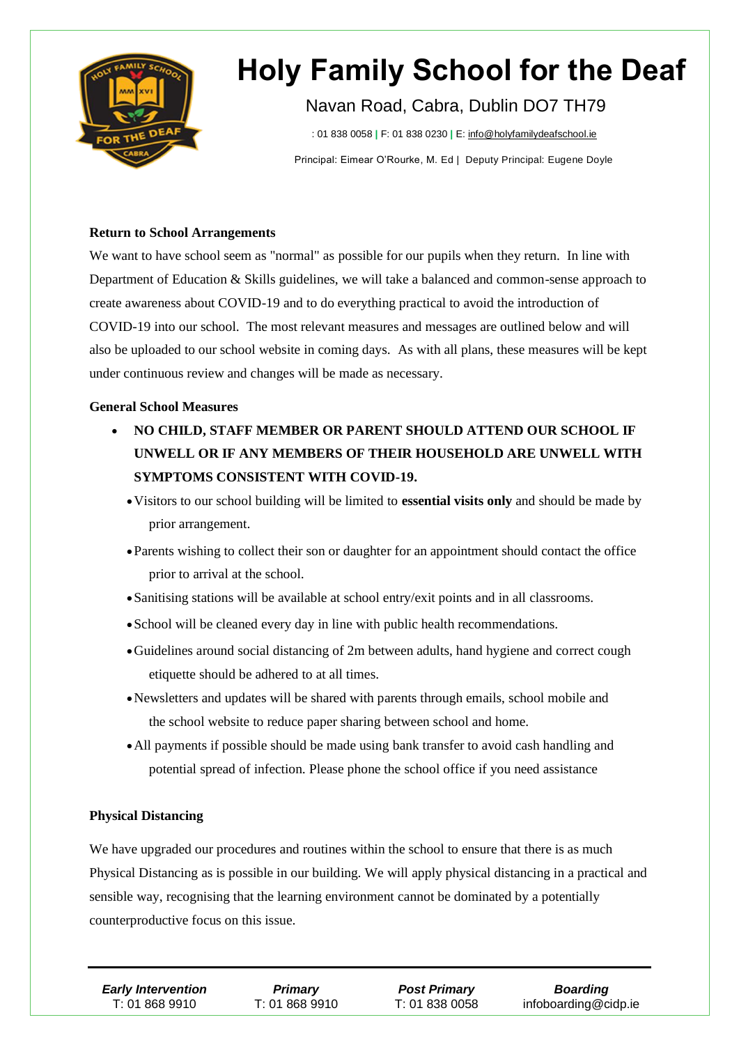# Holy Family School for the Deaf

Navan Road, Cabra, Dublin DO7 TH79

: 01 838 0058 | F: 01 838 0230 | E: info@holyfamilydeafschool.ie

Principal: Eimear O'Rourke, M. Ed | Deputy Principal: Eugene Doyle

**Return to School Arrangements**

We want to have school seem as "normal" as possible for our pupils when they return. In line with Department of Education & Skills guidelines, we will take a balanced and common-sense approach to create awareness about COVID-19 and to do everything practical to avoid the introduction of COVID-19 into our school. The most relevant measures and messages are outlined below and will also be uploaded to our school website in coming days. As with all plans, these measures will be kept under continuous review and changes will be made as necessary.

**General School Measures**

- **NO CHILD, STAFF MEMBER OR PARENT SHOULD ATTEND OUR SCHOOL IF UNWELL OR IF ANY MEMBERS OF THEIR HOUSEHOLD ARE UNWELL WITH SYMPTOMS CONSISTENT WITH COVID-19.**
- Visitors to our school building will be limited to **essential visits only** and should be made by prior arrangement.
- Parents wishing to collect their son or daughter for an appointment should contact the office prior to arrival at the school.
- Sanitising stations will be available at school entry/exit points and in all classrooms.
- School will be cleaned every day in line with public health recommendations.
- Guidelines around social distancing of 2m between adults, hand hygiene and correct cough etiquette should be adhered to at all times.
- Newsletters and updates will be shared with parents through emails, school mobile and the school website to reduce paper sharing between school and home.
- All payments if possible should be made using bank transfer to avoid cash handling and potential spread of infection. Please phone the school office if you need assistance

**Physical Distancing**

We have upgraded our procedures and routines within the school to ensure that there is as much Physical Distancing as is possible in our building. We will apply physical distancing in a practical and sensible way, recognising that the learning environment cannot be dominated by a potentially counterproductive focus on this issue.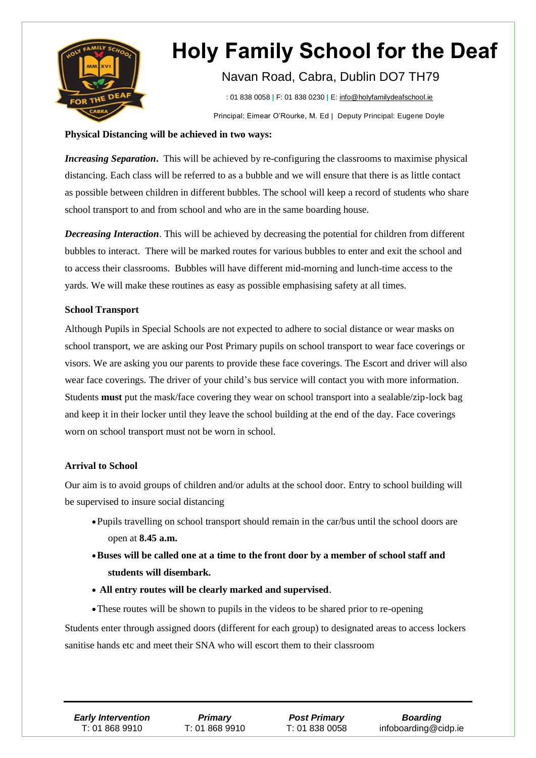**Physical Distancing will be achieved in two ways:**

***Increasing Separation*.** This will be achieved by re-configuring the classrooms to maximise physical distancing. Each class will be referred to as a bubble and we will ensure that there is as little contact as possible between children in different bubbles. The school will keep a record of students who share school transport to and from school and who are in the same boarding house.

***Decreasing Interaction***. This will be achieved by decreasing the potential for children from different bubbles to interact. There will be marked routes for various bubbles to enter and exit the school and to access their classrooms. Bubbles will have different mid-morning and lunch-time access to the yards. We will make these routines as easy as possible emphasising safety at all times.

**School Transport**

Although Pupils in Special Schools are not expected to adhere to social distance or wear masks on school transport, we are asking our Post Primary pupils on school transport to wear face coverings or visors. We are asking you our parents to provide these face coverings. The Escort and driver will also wear face coverings. The driver of your child's bus service will contact you with more information. Students **must** put the mask/face covering they wear on school transport into a sealable/zip-lock bag and keep it in their locker until they leave the school building at the end of the day. Face coverings worn on school transport must not be worn in school.

**Arrival to School**

Our aim is to avoid groups of children and/or adults at the school door. Entry to school building will be supervised to insure social distancing

- Pupils travelling on school transport should remain in the car/bus until the school doors are open at **8.45 a.m.**
- **Buses will be called one at a time to the front door by a member of school staff and students will disembark.**
- **All entry routes will be clearly marked and supervised**.
- These routes will be shown to pupils in the videos to be shared prior to re-opening

Students enter through assigned doors (different for each group) to designated areas to access lockers sanitise hands etc and meet their SNA who will escort them to their classroom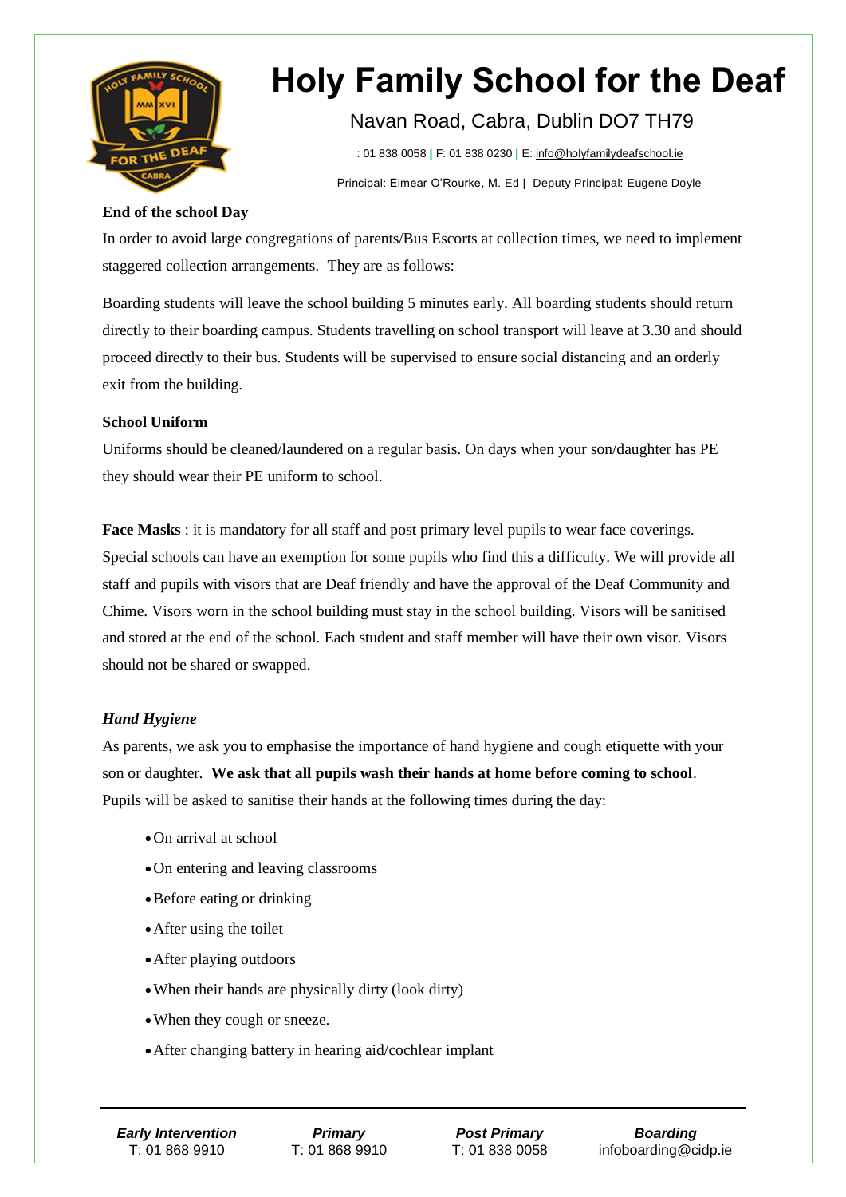# Holy Family School for the Deaf

Navan Road, Cabra, Dublin DO7 TH79

: 01 838 0058 | F: 01 838 0230 | E: info@holyfamilydeafschool.ie

Principal: Eimear O'Rourke, M. Ed | Deputy Principal: Eugene Doyle

**End of the school Day**

In order to avoid large congregations of parents/Bus Escorts at collection times, we need to implement staggered collection arrangements. They are as follows:

Boarding students will leave the school building 5 minutes early. All boarding students should return directly to their boarding campus. Students travelling on school transport will leave at 3.30 and should proceed directly to their bus. Students will be supervised to ensure social distancing and an orderly exit from the building.

**School Uniform**

Uniforms should be cleaned/laundered on a regular basis. On days when your son/daughter has PE they should wear their PE uniform to school.

**Face Masks** : it is mandatory for all staff and post primary level pupils to wear face coverings. Special schools can have an exemption for some pupils who find this a difficulty. We will provide all staff and pupils with visors that are Deaf friendly and have the approval of the Deaf Community and Chime. Visors worn in the school building must stay in the school building. Visors will be sanitised and stored at the end of the school. Each student and staff member will have their own visor. Visors should not be shared or swapped.

***Hand Hygiene***

As parents, we ask you to emphasise the importance of hand hygiene and cough etiquette with your son or daughter. **We ask that all pupils wash their hands at home before coming to school**. Pupils will be asked to sanitise their hands at the following times during the day:

- On arrival at school
- On entering and leaving classrooms
- Before eating or drinking
- After using the toilet
- After playing outdoors
- When their hands are physically dirty (look dirty)
- When they cough or sneeze.
- After changing battery in hearing aid/cochlear implant

| ***Early Intervention*** | ***Primary*** | ***Post Primary*** | ***Boarding*** |
|---|---|---|---|
| T: 01 868 9910 | T: 01 868 9910 | T: 01 838 0058 | infoboarding@cidp.ie |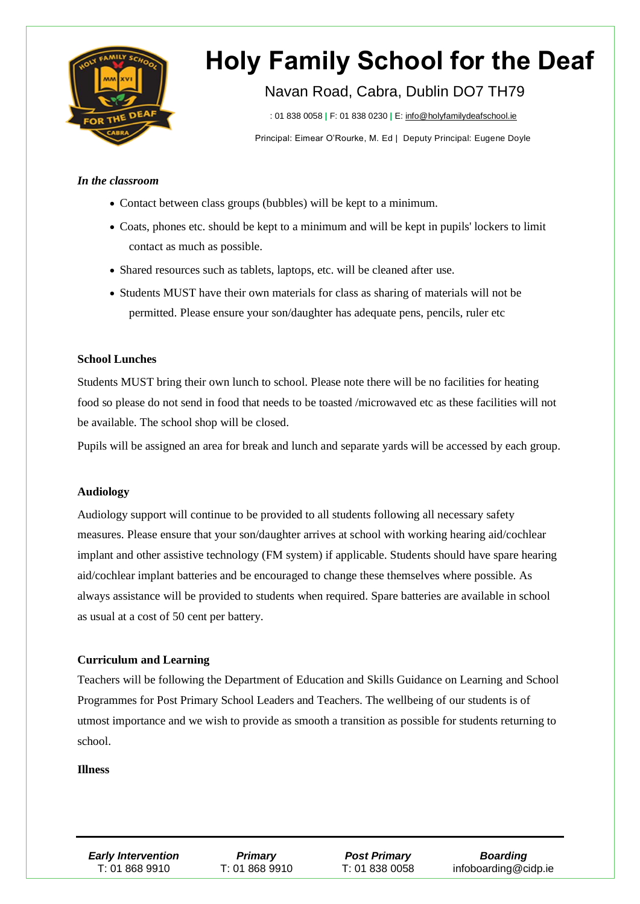*In the classroom*

- Contact between class groups (bubbles) will be kept to a minimum.
- Coats, phones etc. should be kept to a minimum and will be kept in pupils' lockers to limit contact as much as possible.
- Shared resources such as tablets, laptops, etc. will be cleaned after use.
- Students MUST have their own materials for class as sharing of materials will not be permitted. Please ensure your son/daughter has adequate pens, pencils, ruler etc

**School Lunches**

Students MUST bring their own lunch to school. Please note there will be no facilities for heating food so please do not send in food that needs to be toasted /microwaved etc as these facilities will not be available. The school shop will be closed.

Pupils will be assigned an area for break and lunch and separate yards will be accessed by each group.

**Audiology**

Audiology support will continue to be provided to all students following all necessary safety measures. Please ensure that your son/daughter arrives at school with working hearing aid/cochlear implant and other assistive technology (FM system) if applicable. Students should have spare hearing aid/cochlear implant batteries and be encouraged to change these themselves where possible. As always assistance will be provided to students when required. Spare batteries are available in school as usual at a cost of 50 cent per battery.

**Curriculum and Learning**

Teachers will be following the Department of Education and Skills Guidance on Learning and School Programmes for Post Primary School Leaders and Teachers. The wellbeing of our students is of utmost importance and we wish to provide as smooth a transition as possible for students returning to school.

**Illness**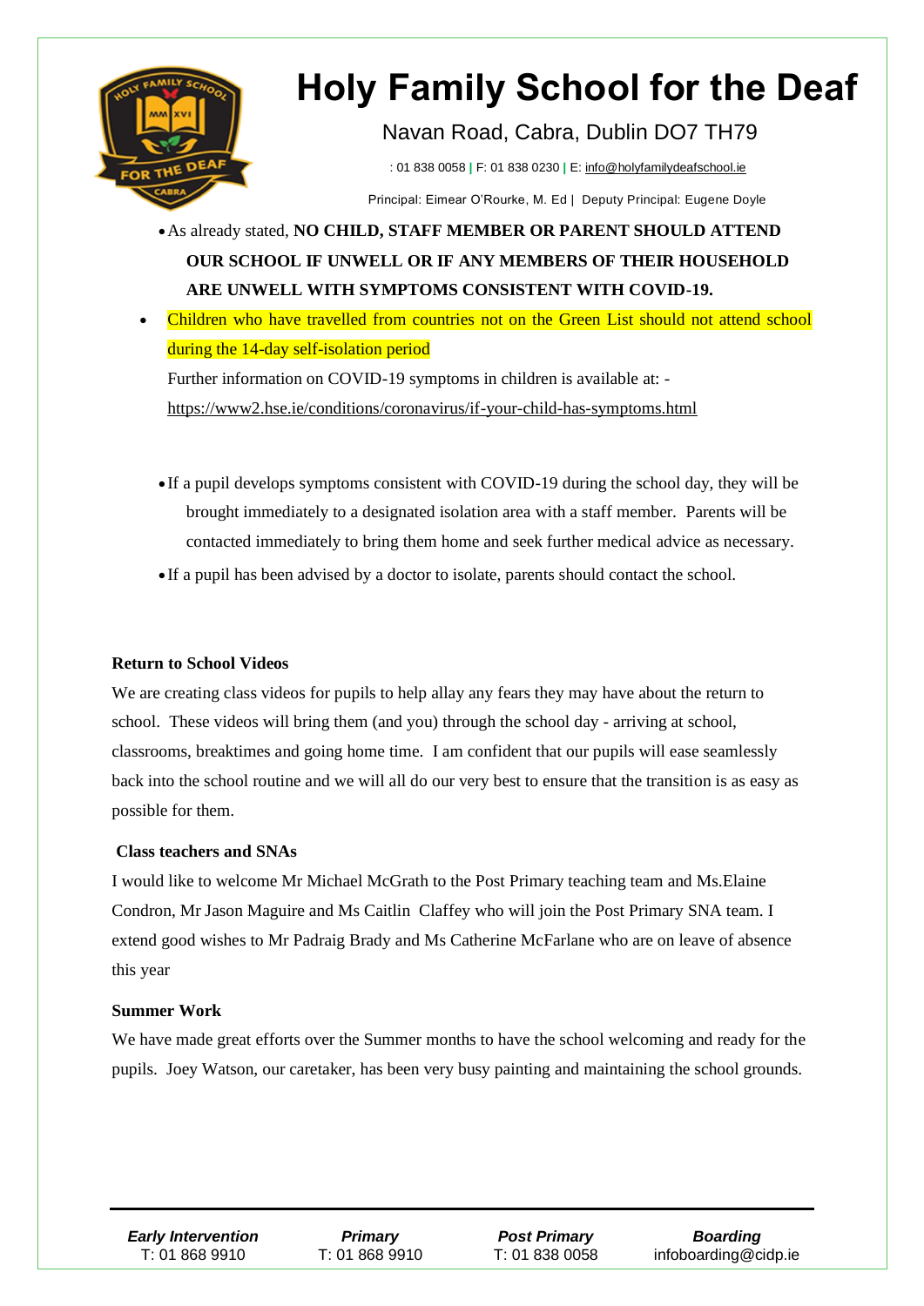- As already stated, **NO CHILD, STAFF MEMBER OR PARENT SHOULD ATTEND OUR SCHOOL IF UNWELL OR IF ANY MEMBERS OF THEIR HOUSEHOLD ARE UNWELL WITH SYMPTOMS CONSISTENT WITH COVID-19.**
- Children who have travelled from countries not on the Green List should not attend school during the 14-day self-isolation period

  Further information on COVID-19 symptoms in children is available at: -
  https://www2.hse.ie/conditions/coronavirus/if-your-child-has-symptoms.html

- If a pupil develops symptoms consistent with COVID-19 during the school day, they will be brought immediately to a designated isolation area with a staff member. Parents will be contacted immediately to bring them home and seek further medical advice as necessary.
- If a pupil has been advised by a doctor to isolate, parents should contact the school.

**Return to School Videos**

We are creating class videos for pupils to help allay any fears they may have about the return to school. These videos will bring them (and you) through the school day - arriving at school, classrooms, breaktimes and going home time. I am confident that our pupils will ease seamlessly back into the school routine and we will all do our very best to ensure that the transition is as easy as possible for them.

**Class teachers and SNAs**

I would like to welcome Mr Michael McGrath to the Post Primary teaching team and Ms.Elaine Condron, Mr Jason Maguire and Ms Caitlin Claffey who will join the Post Primary SNA team. I extend good wishes to Mr Padraig Brady and Ms Catherine McFarlane who are on leave of absence this year

**Summer Work**

We have made great efforts over the Summer months to have the school welcoming and ready for the pupils. Joey Watson, our caretaker, has been very busy painting and maintaining the school grounds.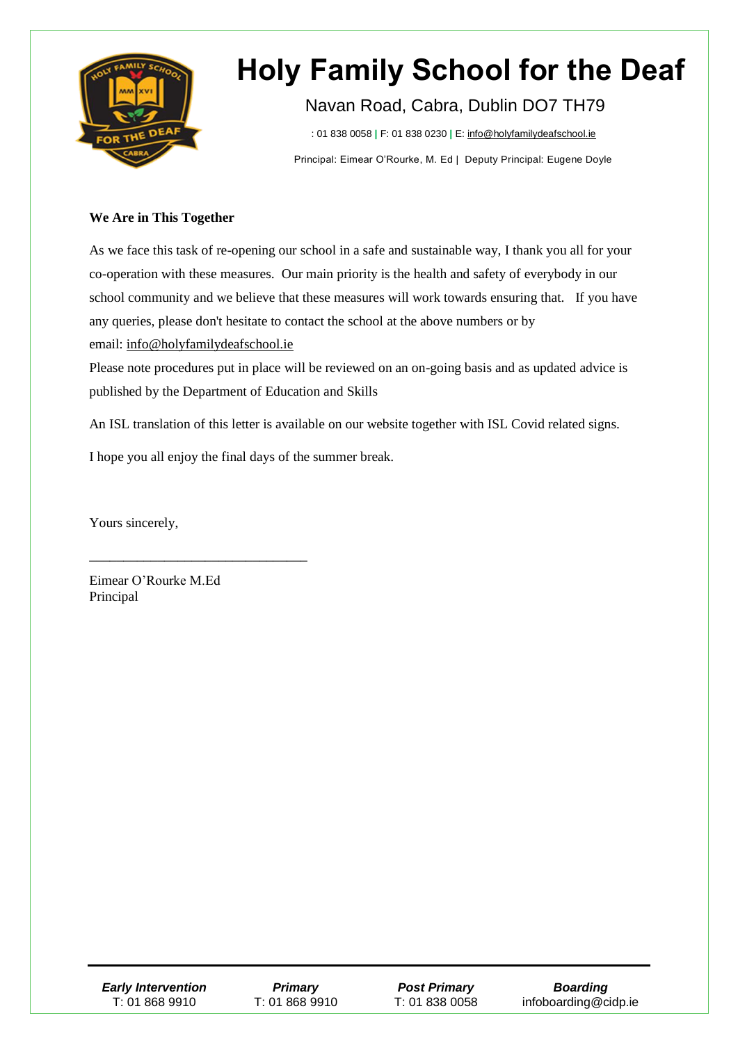# Holy Family School for the Deaf

Navan Road, Cabra, Dublin DO7 TH79

: 01 838 0058 | F: 01 838 0230 | E: info@holyfamilydeafschool.ie

Principal: Eimear O'Rourke, M. Ed | Deputy Principal: Eugene Doyle

**We Are in This Together**

As we face this task of re-opening our school in a safe and sustainable way, I thank you all for your co-operation with these measures. Our main priority is the health and safety of everybody in our school community and we believe that these measures will work towards ensuring that. If you have any queries, please don't hesitate to contact the school at the above numbers or by email: info@holyfamilydeafschool.ie

Please note procedures put in place will be reviewed on an on-going basis and as updated advice is published by the Department of Education and Skills

An ISL translation of this letter is available on our website together with ISL Covid related signs.

I hope you all enjoy the final days of the summer break.

Yours sincerely,

_______________________________

Eimear O'Rourke M.Ed
Principal

| ***Early Intervention*** | ***Primary*** | ***Post Primary*** | ***Boarding*** |
| --- | --- | --- | --- |
| T: 01 868 9910 | T: 01 868 9910 | T: 01 838 0058 | infoboarding@cidp.ie |